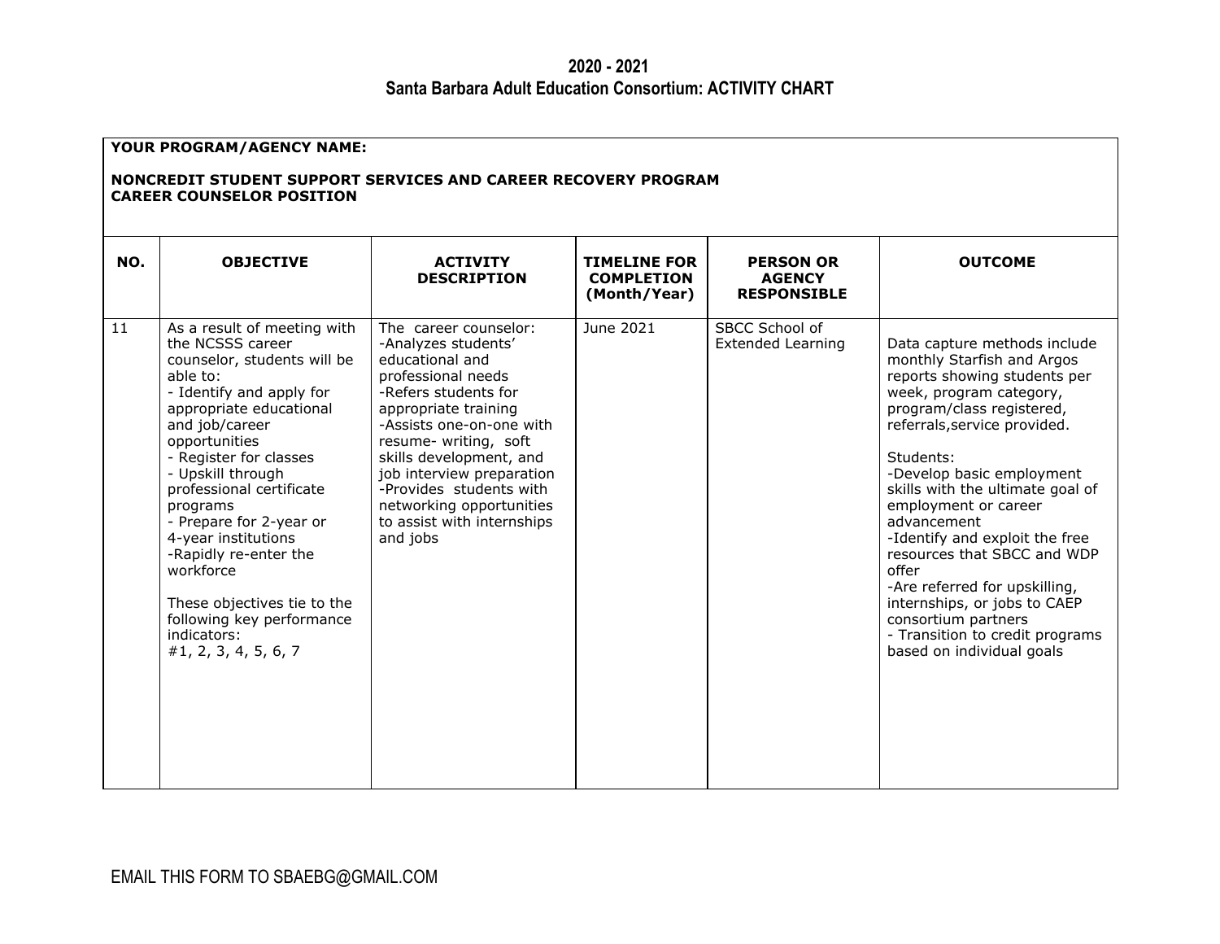## 2020 - 2021
## Santa Barbara Adult Education Consortium: ACTIVITY CHART

**YOUR PROGRAM/AGENCY NAME:**

**NONCREDIT STUDENT SUPPORT SERVICES AND CAREER RECOVERY PROGRAM**
**CAREER COUNSELOR POSITION**

| NO. | OBJECTIVE | ACTIVITY DESCRIPTION | TIMELINE FOR COMPLETION (Month/Year) | PERSON OR AGENCY RESPONSIBLE | OUTCOME |
|---|---|---|---|---|---|
| 11 | As a result of meeting with the NCSSS career counselor, students will be able to:<br>- Identify and apply for appropriate educational and job/career opportunities<br>- Register for classes<br>- Upskill through professional certificate programs<br>- Prepare for 2-year or 4-year institutions<br>-Rapidly re-enter the workforce<br><br>These objectives tie to the following key performance indicators:<br>#1, 2, 3, 4, 5, 6, 7 | The career counselor:<br>-Analyzes students' educational and professional needs<br>-Refers students for appropriate training<br>-Assists one-on-one with resume- writing, soft skills development, and job interview preparation<br>-Provides students with networking opportunities to assist with internships and jobs | June 2021 | SBCC School of Extended Learning | Data capture methods include monthly Starfish and Argos reports showing students per week, program category, program/class registered, referrals,service provided.<br><br>Students:<br>-Develop basic employment skills with the ultimate goal of employment or career advancement<br>-Identify and exploit the free resources that SBCC and WDP offer<br>-Are referred for upskilling, internships, or jobs to CAEP consortium partners<br>- Transition to credit programs based on individual goals |

EMAIL THIS FORM TO SBAEBG@GMAIL.COM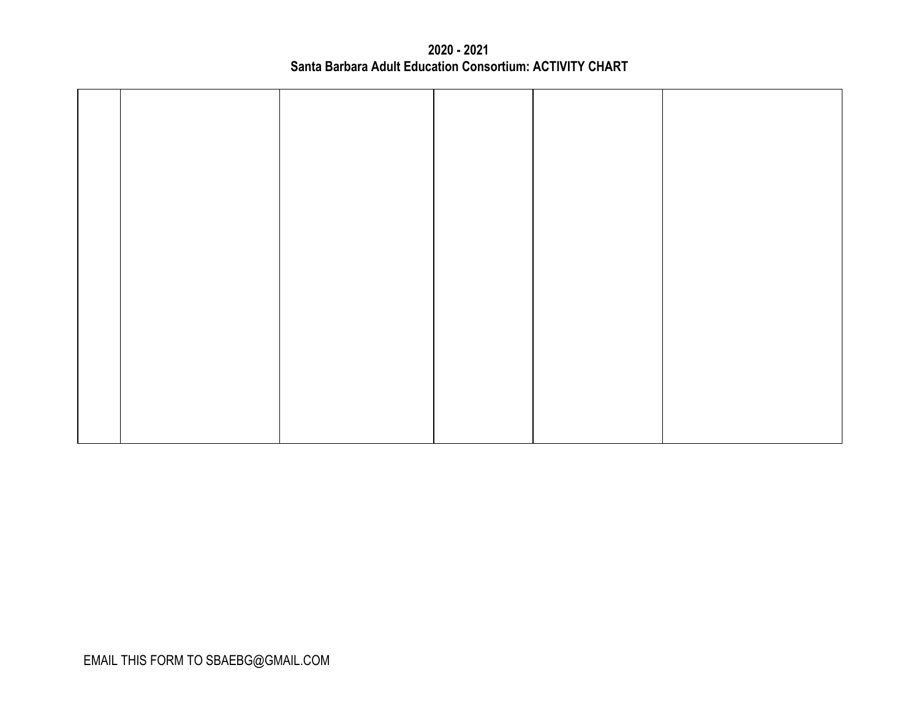**2020 - 2021**
**Santa Barbara Adult Education Consortium: ACTIVITY CHART**

| | | | | | |
|---|---|---|---|---|---|
| | | | | | |

EMAIL THIS FORM TO SBAEBG@GMAIL.COM